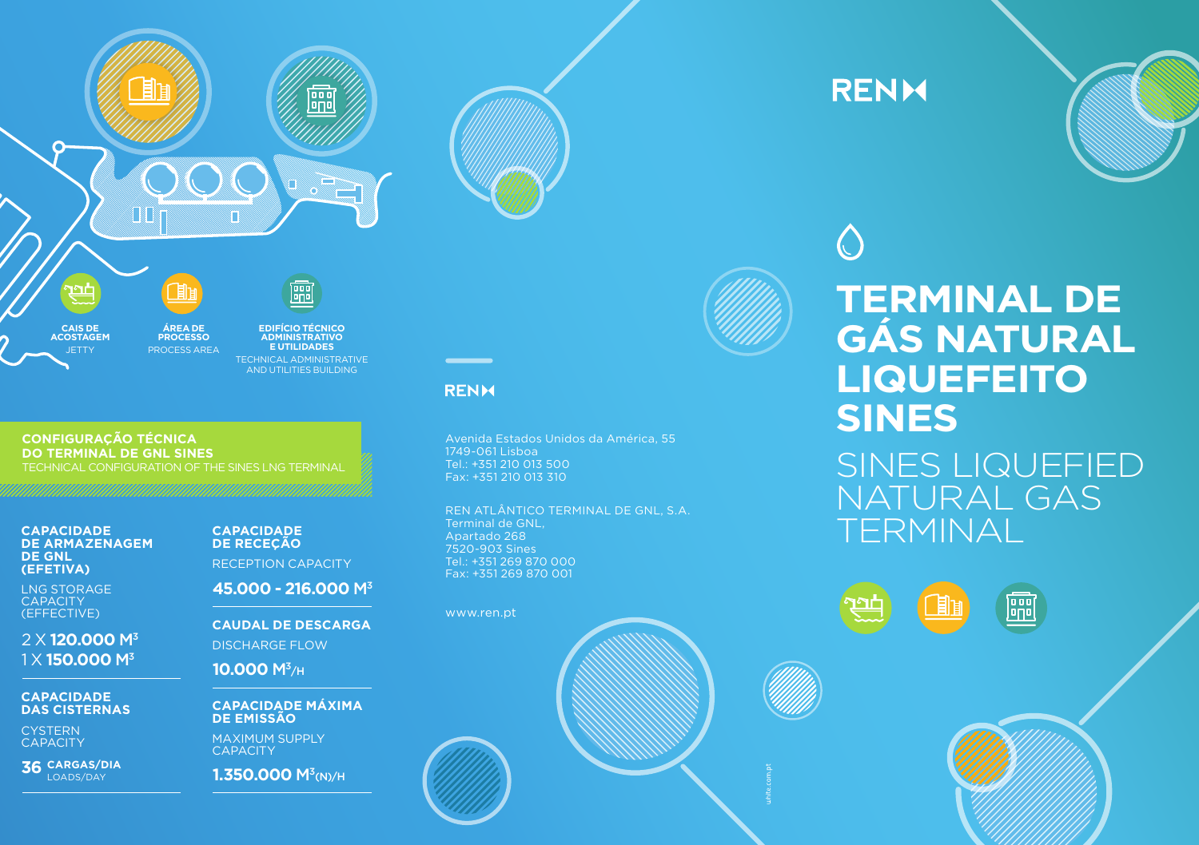**CAIS DE ACOSTAGEM**
JETTY

**ÁREA DE PROCESSO**
PROCESS AREA

**EDIFÍCIO TÉCNICO ADMINISTRATIVO E UTILIDADES**
TECHNICAL ADMINISTRATIVE AND UTILITIES BUILDING

## CONFIGURAÇÃO TÉCNICA DO TERMINAL DE GNL SINES
TECHNICAL CONFIGURATION OF THE SINES LNG TERMINAL

**CAPACIDADE DE ARMAZENAGEM DE GNL (EFETIVA)**
LNG STORAGE CAPACITY (EFFECTIVE)

2 X **120.000 M³**
1 X **150.000 M³**

**CAPACIDADE DAS CISTERNAS**
CYSTERN CAPACITY

**36** **CARGAS/DIA**
LOADS/DAY

**CAPACIDADE DE RECEÇÃO**
RECEPTION CAPACITY

**45.000 - 216.000 M³**

**CAUDAL DE DESCARGA**
DISCHARGE FLOW

**10.000 M³/H**

**CAPACIDADE MÁXIMA DE EMISSÃO**
MAXIMUM SUPPLY CAPACITY

**1.350.000 M³(N)/H**

REN

Avenida Estados Unidos da América, 55
1749-061 Lisboa
Tel.: +351 210 013 500
Fax: +351 210 013 310

REN ATLÂNTICO TERMINAL DE GNL, S.A.
Terminal de GNL,
Apartado 268
7520-903 Sines
Tel.: +351 269 870 000
Fax: +351 269 870 001

www.ren.pt

uhite.com.pt

REN

# TERMINAL DE GÁS NATURAL LIQUEFEITO SINES

## SINES LIQUEFIED NATURAL GAS TERMINAL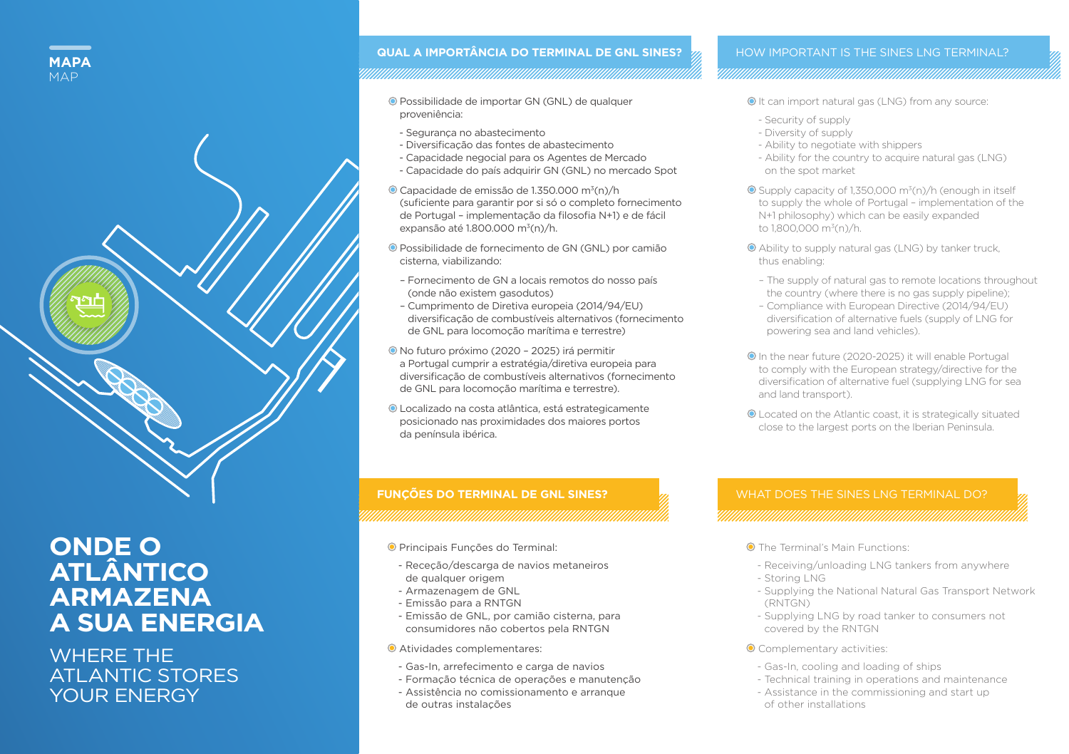**MAPA**
MAP

# ONDE O ATLÂNTICO ARMAZENA A SUA ENERGIA

WHERE THE ATLANTIC STORES YOUR ENERGY

## QUAL A IMPORTÂNCIA DO TERMINAL DE GNL SINES?

- Possibilidade de importar GN (GNL) de qualquer proveniência:
  - Segurança no abastecimento
  - Diversificação das fontes de abastecimento
  - Capacidade negocial para os Agentes de Mercado
  - Capacidade do país adquirir GN (GNL) no mercado Spot
- Capacidade de emissão de 1.350.000 $m^3(n)/h$ (suficiente para garantir por si só o completo fornecimento de Portugal – implementação da filosofia N+1) e de fácil expansão até 1.800.000 $m^3(n)/h$.
- Possibilidade de fornecimento de GN (GNL) por camião cisterna, viabilizando:
  - Fornecimento de GN a locais remotos do nosso país (onde não existem gasodutos)
  - Cumprimento de Diretiva europeia (2014/94/EU) diversificação de combustíveis alternativos (fornecimento de GNL para locomoção marítima e terrestre)
- No futuro próximo (2020 – 2025) irá permitir a Portugal cumprir a estratégia/diretiva europeia para diversificação de combustíveis alternativos (fornecimento de GNL para locomoção marítima e terrestre).
- Localizado na costa atlântica, está estrategicamente posicionado nas proximidades dos maiores portos da península ibérica.

## HOW IMPORTANT IS THE SINES LNG TERMINAL?

- It can import natural gas (LNG) from any source:
  - Security of supply
  - Diversity of supply
  - Ability to negotiate with shippers
  - Ability for the country to acquire natural gas (LNG) on the spot market
- Supply capacity of 1,350,000 $m^3(n)/h$ (enough in itself to supply the whole of Portugal – implementation of the N+1 philosophy) which can be easily expanded to 1,800,000 $m^3(n)/h$.
- Ability to supply natural gas (LNG) by tanker truck, thus enabling:
  - The supply of natural gas to remote locations throughout the country (where there is no gas supply pipeline);
  - Compliance with European Directive (2014/94/EU) diversification of alternative fuels (supply of LNG for powering sea and land vehicles).
- In the near future (2020-2025) it will enable Portugal to comply with the European strategy/directive for the diversification of alternative fuel (supplying LNG for sea and land transport).
- Located on the Atlantic coast, it is strategically situated close to the largest ports on the Iberian Peninsula.

## FUNÇÕES DO TERMINAL DE GNL SINES?

- Principais Funções do Terminal:
  - Receção/descarga de navios metaneiros de qualquer origem
  - Armazenagem de GNL
  - Emissão para a RNTGN
  - Emissão de GNL, por camião cisterna, para consumidores não cobertos pela RNTGN
- Atividades complementares:
  - Gas-In, arrefecimento e carga de navios
  - Formação técnica de operações e manutenção
  - Assistência no comissionamento e arranque de outras instalações

## WHAT DOES THE SINES LNG TERMINAL DO?

- The Terminal's Main Functions:
  - Receiving/unloading LNG tankers from anywhere
  - Storing LNG
  - Supplying the National Natural Gas Transport Network (RNTGN)
  - Supplying LNG by road tanker to consumers not covered by the RNTGN
- Complementary activities:
  - Gas-In, cooling and loading of ships
  - Technical training in operations and maintenance
  - Assistance in the commissioning and start up of other installations